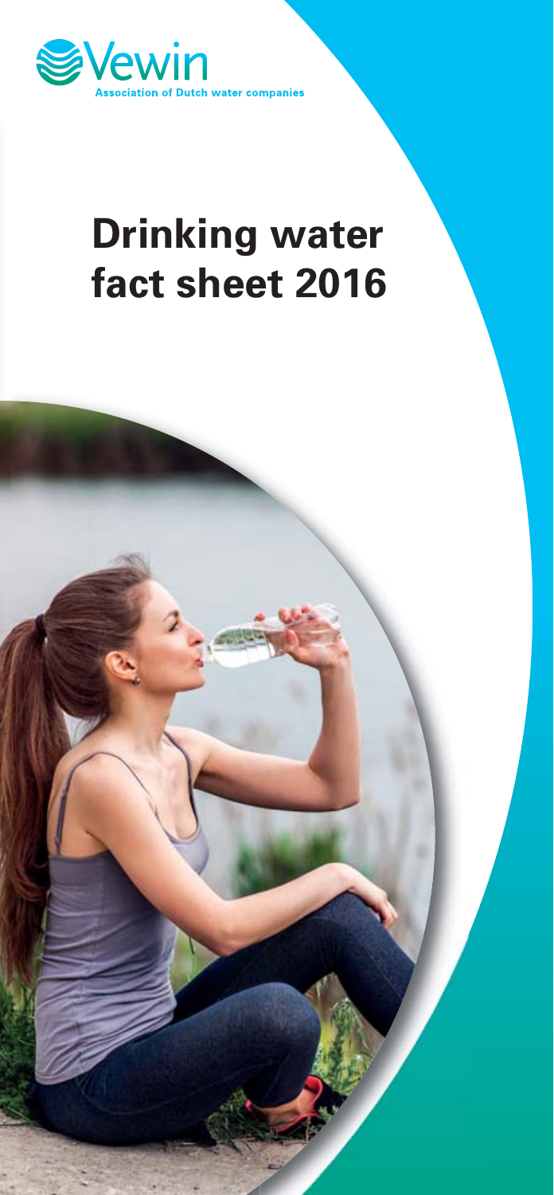Vewin

Association of Dutch water companies

# Drinking water fact sheet 2016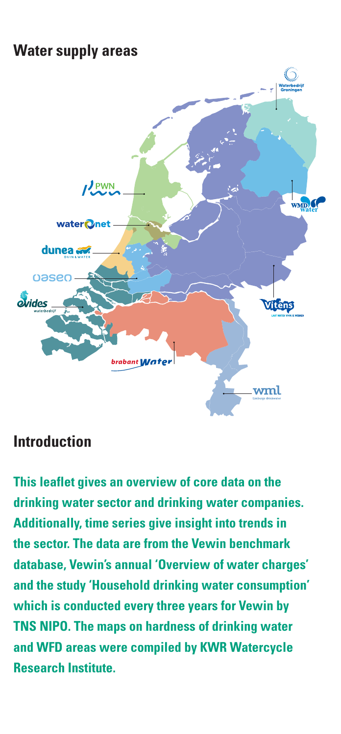## Water supply areas

## Introduction

**This leaflet gives an overview of core data on the drinking water sector and drinking water companies. Additionally, time series give insight into trends in the sector. The data are from the Vewin benchmark database, Vewin's annual 'Overview of water charges' and the study 'Household drinking water consumption' which is conducted every three years for Vewin by TNS NIPO. The maps on hardness of drinking water and WFD areas were compiled by KWR Watercycle Research Institute.**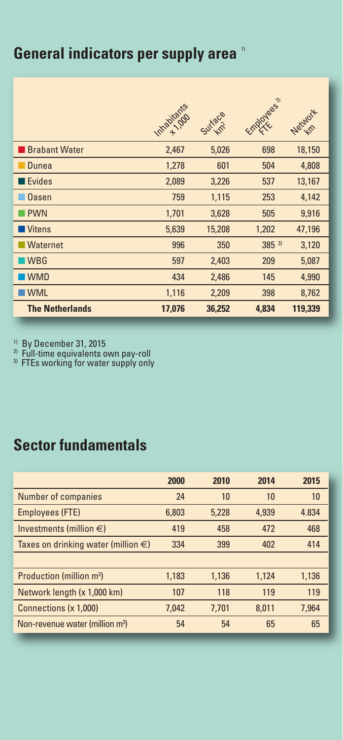## General indicators per supply area [1]

| | Inhabitants x 1,000 | Surface km² | Employees [2] FTE | Network km |
|---|---|---|---|---|
| Brabant Water | 2,467 | 5,026 | 698 | 18,150 |
| Dunea | 1,278 | 601 | 504 | 4,808 |
| Evides | 2,089 | 3,226 | 537 | 13,167 |
| Oasen | 759 | 1,115 | 253 | 4,142 |
| PWN | 1,701 | 3,628 | 505 | 9,916 |
| Vitens | 5,639 | 15,208 | 1,202 | 47,196 |
| Waternet | 996 | 350 | 385 [3] | 3,120 |
| WBG | 597 | 2,403 | 209 | 5,087 |
| WMD | 434 | 2,486 | 145 | 4,990 |
| WML | 1,116 | 2,209 | 398 | 8,762 |
| **The Netherlands** | **17,076** | **36,252** | **4,834** | **119,339** |

[1] By December 31, 2015
[2] Full-time equivalents own pay-roll
[3] FTEs working for water supply only

## Sector fundamentals

| | 2000 | 2010 | 2014 | 2015 |
|---|---|---|---|---|
| Number of companies | 24 | 10 | 10 | 10 |
| Employees (FTE) | 6,803 | 5,228 | 4,939 | 4.834 |
| Investments (million €) | 419 | 458 | 472 | 468 |
| Taxes on drinking water (million €) | 334 | 399 | 402 | 414 |
| | | | | |
| Production (million m³) | 1,183 | 1,136 | 1,124 | 1,136 |
| Network length (x 1,000 km) | 107 | 118 | 119 | 119 |
| Connections (x 1,000) | 7,042 | 7,701 | 8,011 | 7,964 |
| Non-revenue water (million m³) | 54 | 54 | 65 | 65 |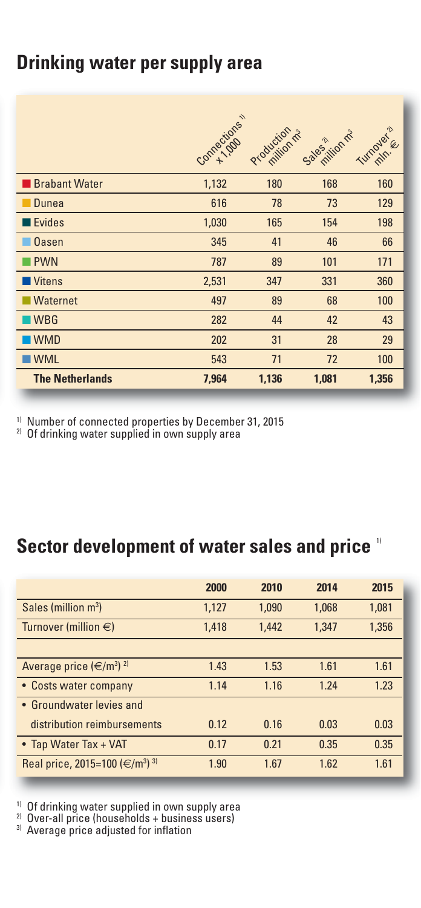## Drinking water per supply area

| | Connections [1] x 1,000 | Production million m³ | Sales [2] million m³ | Turnover [2] mln. € |
|---|---|---|---|---|
| Brabant Water | 1,132 | 180 | 168 | 160 |
| Dunea | 616 | 78 | 73 | 129 |
| Evides | 1,030 | 165 | 154 | 198 |
| Oasen | 345 | 41 | 46 | 66 |
| PWN | 787 | 89 | 101 | 171 |
| Vitens | 2,531 | 347 | 331 | 360 |
| Waternet | 497 | 89 | 68 | 100 |
| WBG | 282 | 44 | 42 | 43 |
| WMD | 202 | 31 | 28 | 29 |
| WML | 543 | 71 | 72 | 100 |
| **The Netherlands** | **7,964** | **1,136** | **1,081** | **1,356** |

[1] Number of connected properties by December 31, 2015
[2] Of drinking water supplied in own supply area

## Sector development of water sales and price [1]

| | 2000 | 2010 | 2014 | 2015 |
|---|---|---|---|---|
| Sales (million m³) | 1,127 | 1,090 | 1,068 | 1,081 |
| Turnover (million €) | 1,418 | 1,442 | 1,347 | 1,356 |
| | | | | |
| Average price (€/m³) [2] | 1.43 | 1.53 | 1.61 | 1.61 |
| • Costs water company | 1.14 | 1.16 | 1.24 | 1.23 |
| • Groundwater levies and distribution reimbursements | 0.12 | 0.16 | 0.03 | 0.03 |
| • Tap Water Tax + VAT | 0.17 | 0.21 | 0.35 | 0.35 |
| Real price, 2015=100 (€/m³) [3] | 1.90 | 1.67 | 1.62 | 1.61 |

[1] Of drinking water supplied in own supply area
[2] Over-all price (households + business users)
[3] Average price adjusted for inflation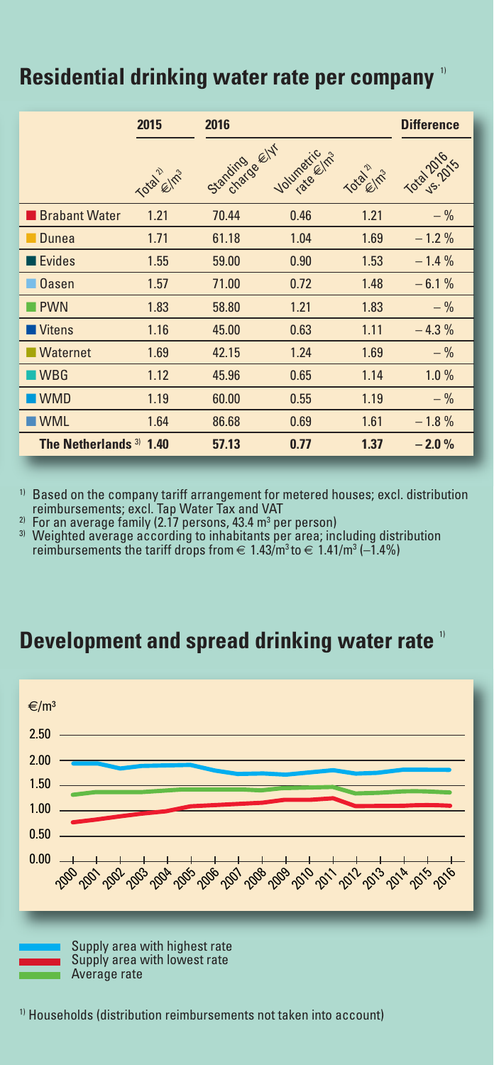## Residential drinking water rate per company [1]

| | 2015 | 2016 | | | Difference |
|---|---|---|---|---|---|
| | Total [2] €/m³ | Standing charge €/yr | Volumetric rate €/m³ | Total [2] €/m³ | Total 2016 vs. 2015 |
| Brabant Water | 1.21 | 70.44 | 0.46 | 1.21 | – % |
| Dunea | 1.71 | 61.18 | 1.04 | 1.69 | – 1.2 % |
| Evides | 1.55 | 59.00 | 0.90 | 1.53 | – 1.4 % |
| Oasen | 1.57 | 71.00 | 0.72 | 1.48 | – 6.1 % |
| PWN | 1.83 | 58.80 | 1.21 | 1.83 | – % |
| Vitens | 1.16 | 45.00 | 0.63 | 1.11 | – 4.3 % |
| Waternet | 1.69 | 42.15 | 1.24 | 1.69 | – % |
| WBG | 1.12 | 45.96 | 0.65 | 1.14 | 1.0 % |
| WMD | 1.19 | 60.00 | 0.55 | 1.19 | – % |
| WML | 1.64 | 86.68 | 0.69 | 1.61 | – 1.8 % |
| **The Netherlands [3]** | **1.40** | **57.13** | **0.77** | **1.37** | **– 2.0 %** |

[1] Based on the company tariff arrangement for metered houses; excl. distribution reimbursements; excl. Tap Water Tax and VAT
[2] For an average family (2.17 persons, 43.4 m³ per person)
[3] Weighted average according to inhabitants per area; including distribution reimbursements the tariff drops from € 1.43/m³ to € 1.41/m³ (–1.4%)

## Development and spread drinking water rate [1]

€/m³

2.50
2.00
1.50
1.00
0.50
0.00

2000 2001 2002 2003 2004 2005 2006 2007 2008 2009 2010 2011 2012 2013 2014 2015 2016

- Supply area with highest rate
- Supply area with lowest rate
- Average rate

[1] Households (distribution reimbursements not taken into account)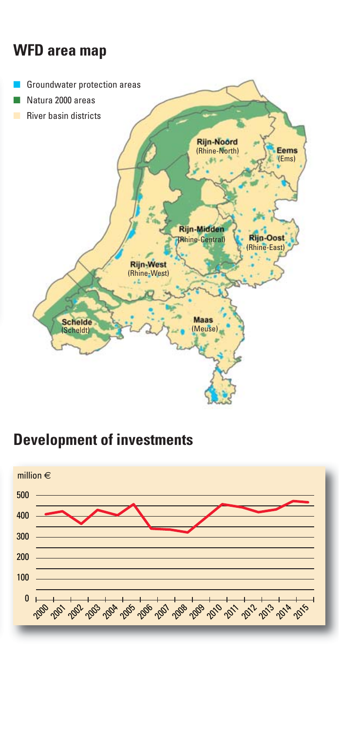## WFD area map

- Groundwater protection areas
- Natura 2000 areas
- River basin districts

Rijn-Noord (Rhine-North)

Eems (Ems)

Rijn-Midden (Rhine-Central)

Rijn-Oost (Rhine-East)

Rijn-West (Rhine-West)

Schelde (Scheldt)

Maas (Meuse)

## Development of investments

million €

500

400

300

200

100

0

2000 2001 2002 2003 2004 2005 2006 2007 2008 2009 2010 2011 2012 2013 2014 2015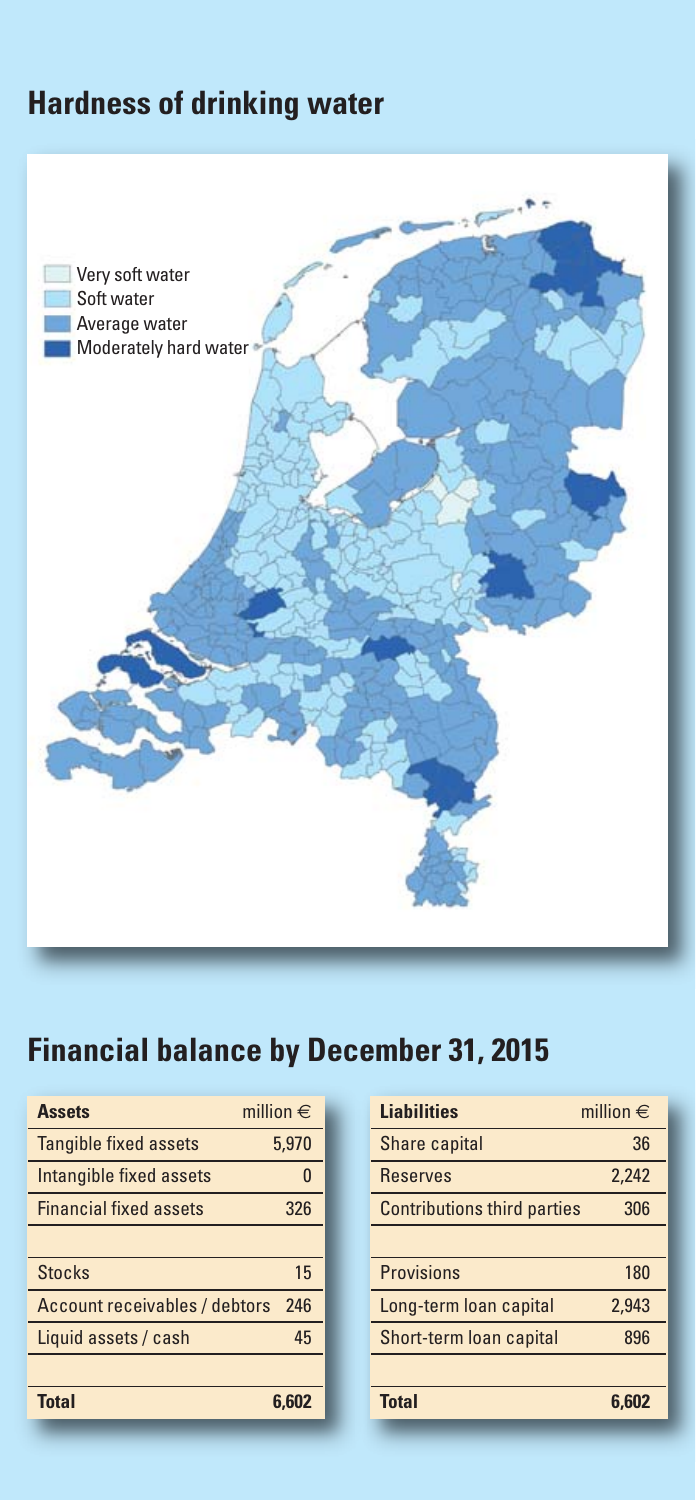## Hardness of drinking water

- Very soft water
- Soft water
- Average water
- Moderately hard water

## Financial balance by December 31, 2015

| Assets | million € |
|---|---|
| Tangible fixed assets | 5,970 |
| Intangible fixed assets | 0 |
| Financial fixed assets | 326 |
| | |
| Stocks | 15 |
| Account receivables / debtors | 246 |
| Liquid assets / cash | 45 |
| | |
| **Total** | **6,602** |

| Liabilities | million € |
|---|---|
| Share capital | 36 |
| Reserves | 2,242 |
| Contributions third parties | 306 |
| | |
| Provisions | 180 |
| Long-term loan capital | 2,943 |
| Short-term loan capital | 896 |
| | |
| **Total** | **6,602** |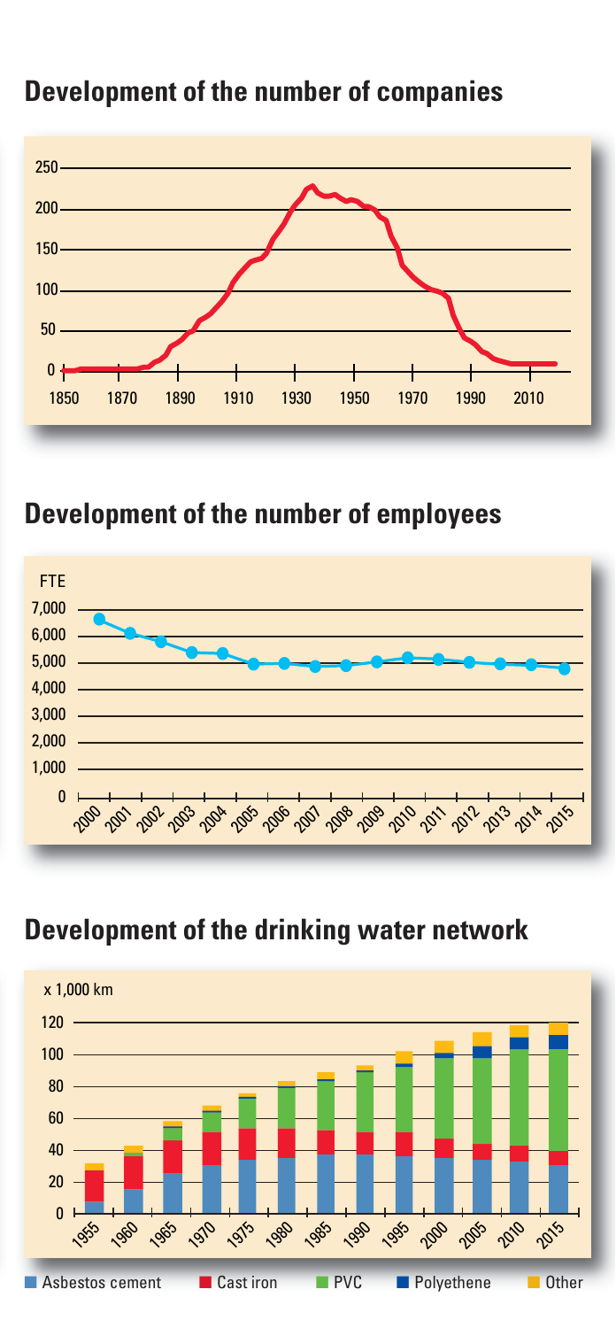## Development of the number of companies

## Development of the number of employees

## Development of the drinking water network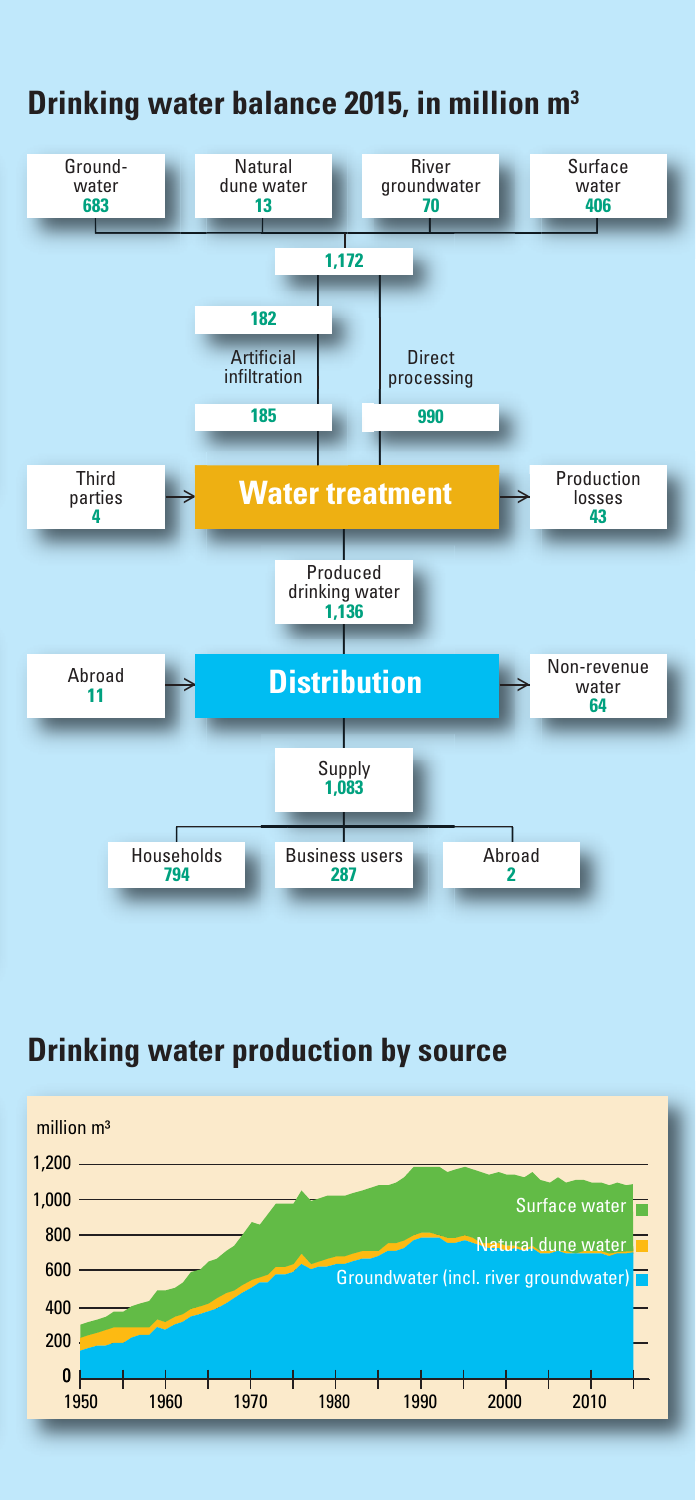## Drinking water balance 2015, in million m³

Groundwater **683**

Natural dune water **13**

River groundwater **70**

Surface water **406**

**1,172**

**182**

Artificial infiltration

**185**

Direct processing

**990**

Third parties **4** → **Water treatment** → Production losses **43**

Produced drinking water **1,136**

Abroad **11** → **Distribution** → Non-revenue water **64**

Supply **1,083**

Households **794**

Business users **287**

Abroad **2**

## Drinking water production by source

million m³

1,200

1,000

800

600

400

200

0

1950 1960 1970 1980 1990 2000 2010

Surface water

Natural dune water

Groundwater (incl. river groundwater)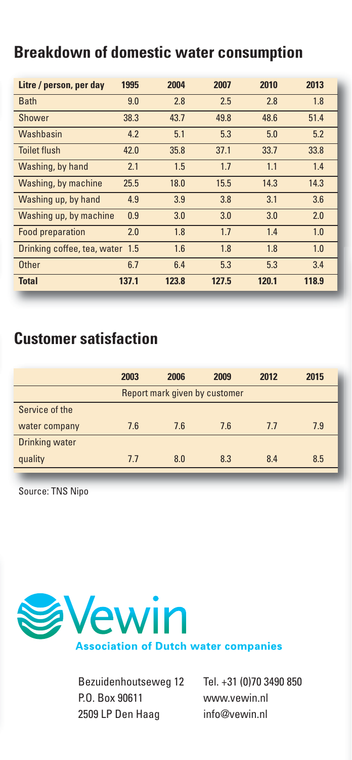## Breakdown of domestic water consumption

| Litre / person, per day | 1995 | 2004 | 2007 | 2010 | 2013 |
|---|---|---|---|---|---|
| Bath | 9.0 | 2.8 | 2.5 | 2.8 | 1.8 |
| Shower | 38.3 | 43.7 | 49.8 | 48.6 | 51.4 |
| Washbasin | 4.2 | 5.1 | 5.3 | 5.0 | 5.2 |
| Toilet flush | 42.0 | 35.8 | 37.1 | 33.7 | 33.8 |
| Washing, by hand | 2.1 | 1.5 | 1.7 | 1.1 | 1.4 |
| Washing, by machine | 25.5 | 18.0 | 15.5 | 14.3 | 14.3 |
| Washing up, by hand | 4.9 | 3.9 | 3.8 | 3.1 | 3.6 |
| Washing up, by machine | 0.9 | 3.0 | 3.0 | 3.0 | 2.0 |
| Food preparation | 2.0 | 1.8 | 1.7 | 1.4 | 1.0 |
| Drinking coffee, tea, water | 1.5 | 1.6 | 1.8 | 1.8 | 1.0 |
| Other | 6.7 | 6.4 | 5.3 | 5.3 | 3.4 |
| **Total** | **137.1** | **123.8** | **127.5** | **120.1** | **118.9** |

## Customer satisfaction

| | 2003 | 2006 | 2009 | 2012 | 2015 |
|---|---|---|---|---|---|
| | Report mark given by customer | | | | |
| Service of the water company | 7.6 | 7.6 | 7.6 | 7.7 | 7.9 |
| Drinking water quality | 7.7 | 8.0 | 8.3 | 8.4 | 8.5 |

Source: TNS Nipo

Vewin

**Association of Dutch water companies**

Bezuidenhoutseweg 12
P.O. Box 90611
2509 LP Den Haag

Tel. +31 (0)70 3490 850
www.vewin.nl
info@vewin.nl